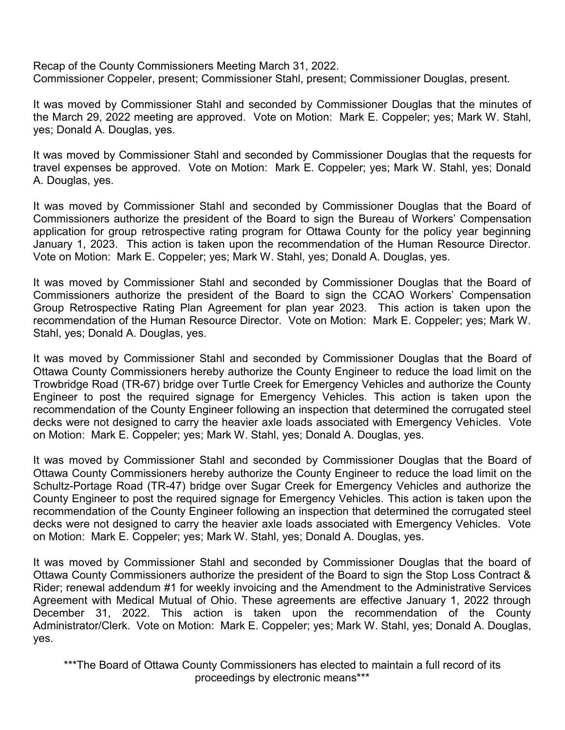Recap of the County Commissioners Meeting March 31, 2022.
Commissioner Coppeler, present; Commissioner Stahl, present; Commissioner Douglas, present.

It was moved by Commissioner Stahl and seconded by Commissioner Douglas that the minutes of the March 29, 2022 meeting are approved. Vote on Motion: Mark E. Coppeler; yes; Mark W. Stahl, yes; Donald A. Douglas, yes.

It was moved by Commissioner Stahl and seconded by Commissioner Douglas that the requests for travel expenses be approved. Vote on Motion: Mark E. Coppeler; yes; Mark W. Stahl, yes; Donald A. Douglas, yes.

It was moved by Commissioner Stahl and seconded by Commissioner Douglas that the Board of Commissioners authorize the president of the Board to sign the Bureau of Workers' Compensation application for group retrospective rating program for Ottawa County for the policy year beginning January 1, 2023. This action is taken upon the recommendation of the Human Resource Director. Vote on Motion: Mark E. Coppeler; yes; Mark W. Stahl, yes; Donald A. Douglas, yes.

It was moved by Commissioner Stahl and seconded by Commissioner Douglas that the Board of Commissioners authorize the president of the Board to sign the CCAO Workers' Compensation Group Retrospective Rating Plan Agreement for plan year 2023. This action is taken upon the recommendation of the Human Resource Director. Vote on Motion: Mark E. Coppeler; yes; Mark W. Stahl, yes; Donald A. Douglas, yes.

It was moved by Commissioner Stahl and seconded by Commissioner Douglas that the Board of Ottawa County Commissioners hereby authorize the County Engineer to reduce the load limit on the Trowbridge Road (TR-67) bridge over Turtle Creek for Emergency Vehicles and authorize the County Engineer to post the required signage for Emergency Vehicles. This action is taken upon the recommendation of the County Engineer following an inspection that determined the corrugated steel decks were not designed to carry the heavier axle loads associated with Emergency Vehicles. Vote on Motion: Mark E. Coppeler; yes; Mark W. Stahl, yes; Donald A. Douglas, yes.

It was moved by Commissioner Stahl and seconded by Commissioner Douglas that the Board of Ottawa County Commissioners hereby authorize the County Engineer to reduce the load limit on the Schultz-Portage Road (TR-47) bridge over Sugar Creek for Emergency Vehicles and authorize the County Engineer to post the required signage for Emergency Vehicles. This action is taken upon the recommendation of the County Engineer following an inspection that determined the corrugated steel decks were not designed to carry the heavier axle loads associated with Emergency Vehicles. Vote on Motion: Mark E. Coppeler; yes; Mark W. Stahl, yes; Donald A. Douglas, yes.

It was moved by Commissioner Stahl and seconded by Commissioner Douglas that the board of Ottawa County Commissioners authorize the president of the Board to sign the Stop Loss Contract & Rider; renewal addendum #1 for weekly invoicing and the Amendment to the Administrative Services Agreement with Medical Mutual of Ohio. These agreements are effective January 1, 2022 through December 31, 2022. This action is taken upon the recommendation of the County Administrator/Clerk. Vote on Motion: Mark E. Coppeler; yes; Mark W. Stahl, yes; Donald A. Douglas, yes.

***The Board of Ottawa County Commissioners has elected to maintain a full record of its proceedings by electronic means***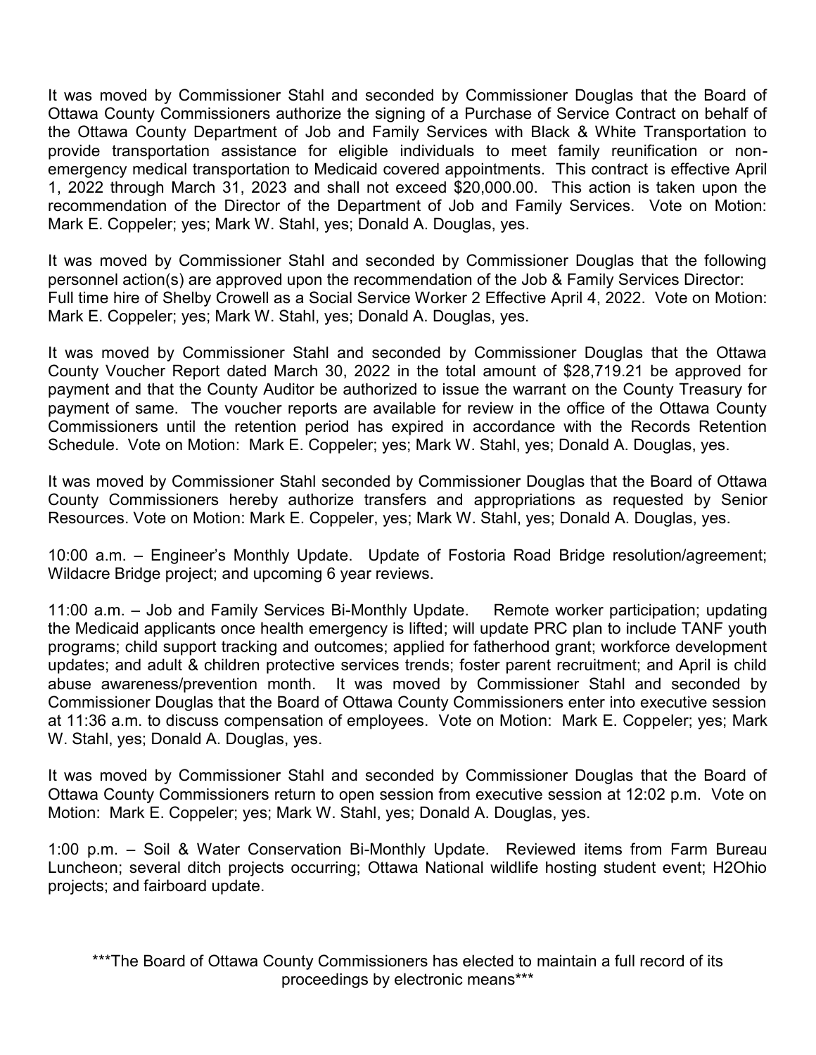It was moved by Commissioner Stahl and seconded by Commissioner Douglas that the Board of Ottawa County Commissioners authorize the signing of a Purchase of Service Contract on behalf of the Ottawa County Department of Job and Family Services with Black & White Transportation to provide transportation assistance for eligible individuals to meet family reunification or non-emergency medical transportation to Medicaid covered appointments. This contract is effective April 1, 2022 through March 31, 2023 and shall not exceed $20,000.00. This action is taken upon the recommendation of the Director of the Department of Job and Family Services. Vote on Motion: Mark E. Coppeler; yes; Mark W. Stahl, yes; Donald A. Douglas, yes.

It was moved by Commissioner Stahl and seconded by Commissioner Douglas that the following personnel action(s) are approved upon the recommendation of the Job & Family Services Director:
Full time hire of Shelby Crowell as a Social Service Worker 2 Effective April 4, 2022. Vote on Motion: Mark E. Coppeler; yes; Mark W. Stahl, yes; Donald A. Douglas, yes.

It was moved by Commissioner Stahl and seconded by Commissioner Douglas that the Ottawa County Voucher Report dated March 30, 2022 in the total amount of $28,719.21 be approved for payment and that the County Auditor be authorized to issue the warrant on the County Treasury for payment of same. The voucher reports are available for review in the office of the Ottawa County Commissioners until the retention period has expired in accordance with the Records Retention Schedule. Vote on Motion: Mark E. Coppeler; yes; Mark W. Stahl, yes; Donald A. Douglas, yes.

It was moved by Commissioner Stahl seconded by Commissioner Douglas that the Board of Ottawa County Commissioners hereby authorize transfers and appropriations as requested by Senior Resources. Vote on Motion: Mark E. Coppeler, yes; Mark W. Stahl, yes; Donald A. Douglas, yes.

10:00 a.m. – Engineer's Monthly Update. Update of Fostoria Road Bridge resolution/agreement; Wildacre Bridge project; and upcoming 6 year reviews.

11:00 a.m. – Job and Family Services Bi-Monthly Update. Remote worker participation; updating the Medicaid applicants once health emergency is lifted; will update PRC plan to include TANF youth programs; child support tracking and outcomes; applied for fatherhood grant; workforce development updates; and adult & children protective services trends; foster parent recruitment; and April is child abuse awareness/prevention month. It was moved by Commissioner Stahl and seconded by Commissioner Douglas that the Board of Ottawa County Commissioners enter into executive session at 11:36 a.m. to discuss compensation of employees. Vote on Motion: Mark E. Coppeler; yes; Mark W. Stahl, yes; Donald A. Douglas, yes.

It was moved by Commissioner Stahl and seconded by Commissioner Douglas that the Board of Ottawa County Commissioners return to open session from executive session at 12:02 p.m. Vote on Motion: Mark E. Coppeler; yes; Mark W. Stahl, yes; Donald A. Douglas, yes.

1:00 p.m. – Soil & Water Conservation Bi-Monthly Update. Reviewed items from Farm Bureau Luncheon; several ditch projects occurring; Ottawa National wildlife hosting student event; H2Ohio projects; and fairboard update.

***The Board of Ottawa County Commissioners has elected to maintain a full record of its proceedings by electronic means***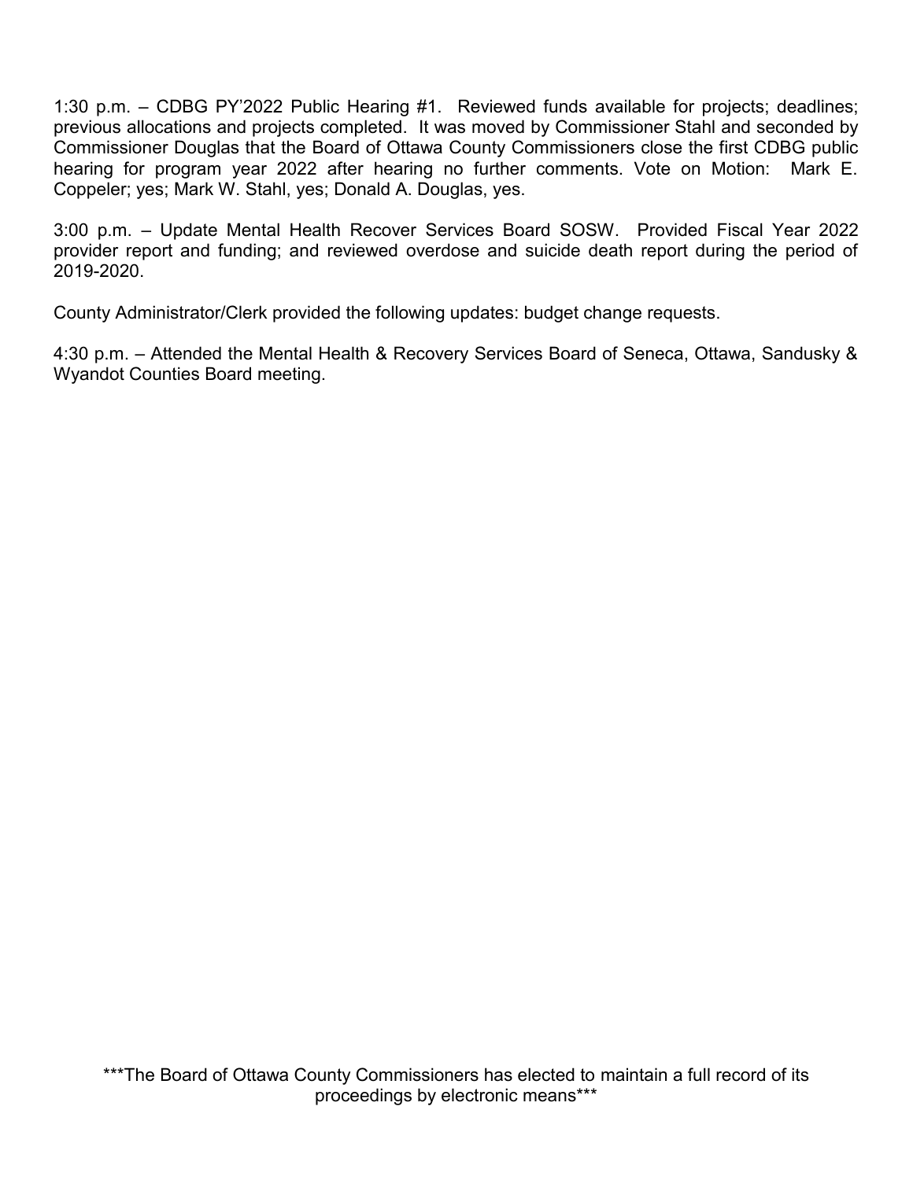1:30 p.m. – CDBG PY'2022 Public Hearing #1. Reviewed funds available for projects; deadlines; previous allocations and projects completed. It was moved by Commissioner Stahl and seconded by Commissioner Douglas that the Board of Ottawa County Commissioners close the first CDBG public hearing for program year 2022 after hearing no further comments. Vote on Motion: Mark E. Coppeler; yes; Mark W. Stahl, yes; Donald A. Douglas, yes.

3:00 p.m. – Update Mental Health Recover Services Board SOSW. Provided Fiscal Year 2022 provider report and funding; and reviewed overdose and suicide death report during the period of 2019-2020.

County Administrator/Clerk provided the following updates: budget change requests.

4:30 p.m. – Attended the Mental Health & Recovery Services Board of Seneca, Ottawa, Sandusky & Wyandot Counties Board meeting.

***The Board of Ottawa County Commissioners has elected to maintain a full record of its proceedings by electronic means***